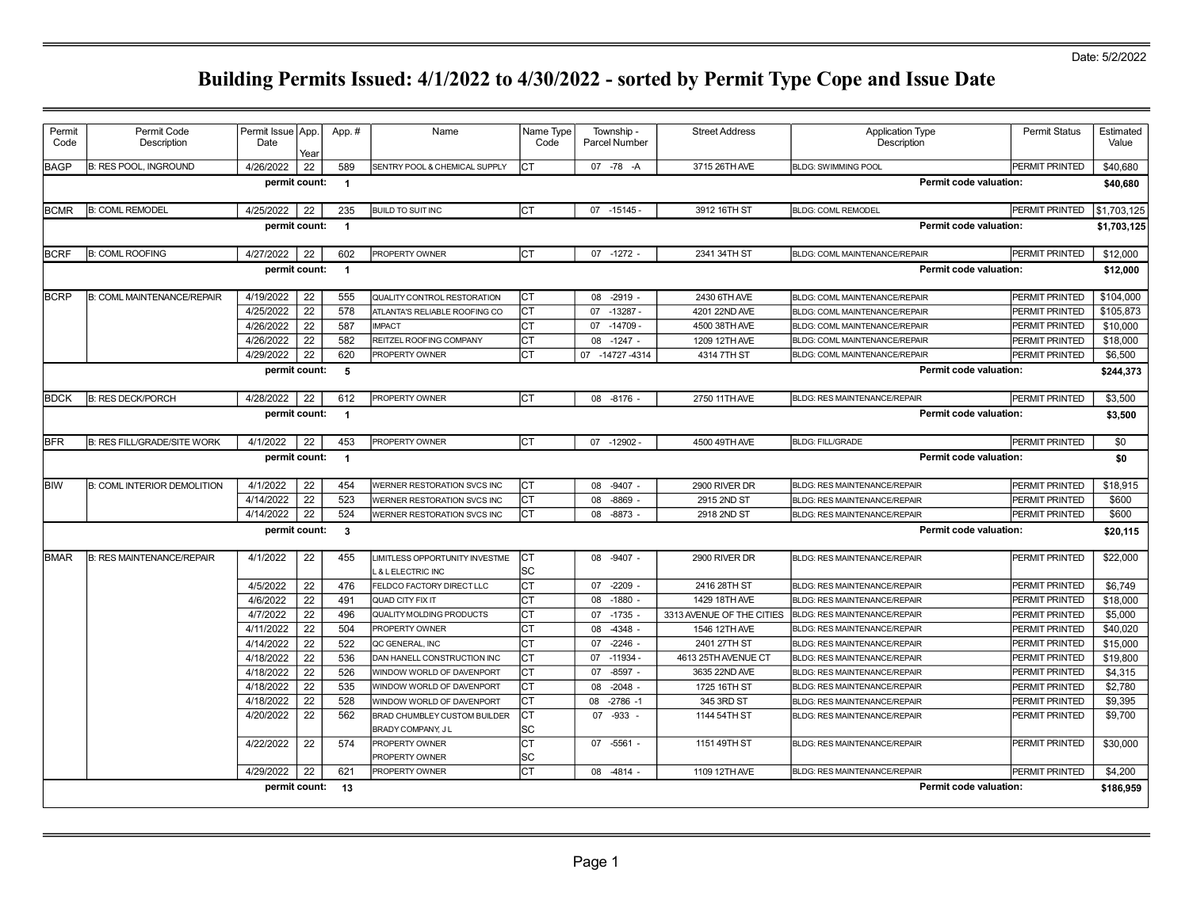Date: 5/2/2022

# Building Permits Issued: 4/1/2022 to 4/30/2022 - sorted by Permit Type Cope and Issue Date

| Permit Code | Permit Code Description | Permit Issue Date | App. Year | App. # | Name | Name Type Code | Township - Parcel Number | Street Address | Application Type Description | Permit Status | Estimated Value |
|---|---|---|---|---|---|---|---|---|---|---|---|
| BAGP | B: RES POOL, INGROUND | 4/26/2022 | 22 | 589 | SENTRY POOL & CHEMICAL SUPPLY | CT | 07 -78 -A | 3715 26TH AVE | BLDG: SWIMMING POOL | PERMIT PRINTED | $40,680 |
| | | **permit count:** | | **1** | | | | | **Permit code valuation:** | | **$40,680** |
| BCMR | B: COML REMODEL | 4/25/2022 | 22 | 235 | BUILD TO SUIT INC | CT | 07 -15145 - | 3912 16TH ST | BLDG: COML REMODEL | PERMIT PRINTED | $1,703,125 |
| | | **permit count:** | | **1** | | | | | **Permit code valuation:** | | **$1,703,125** |
| BCRF | B: COML ROOFING | 4/27/2022 | 22 | 602 | PROPERTY OWNER | CT | 07 -1272 - | 2341 34TH ST | BLDG: COML MAINTENANCE/REPAIR | PERMIT PRINTED | $12,000 |
| | | **permit count:** | | **1** | | | | | **Permit code valuation:** | | **$12,000** |
| BCRP | B: COML MAINTENANCE/REPAIR | 4/19/2022 | 22 | 555 | QUALITY CONTROL RESTORATION | CT | 08 -2919 - | 2430 6TH AVE | BLDG: COML MAINTENANCE/REPAIR | PERMIT PRINTED | $104,000 |
| | | 4/25/2022 | 22 | 578 | ATLANTA'S RELIABLE ROOFING CO | CT | 07 -13287 - | 4201 22ND AVE | BLDG: COML MAINTENANCE/REPAIR | PERMIT PRINTED | $105,873 |
| | | 4/26/2022 | 22 | 587 | IMPACT | CT | 07 -14709 - | 4500 38TH AVE | BLDG: COML MAINTENANCE/REPAIR | PERMIT PRINTED | $10,000 |
| | | 4/26/2022 | 22 | 582 | REITZEL ROOFING COMPANY | CT | 08 -1247 - | 1209 12TH AVE | BLDG: COML MAINTENANCE/REPAIR | PERMIT PRINTED | $18,000 |
| | | 4/29/2022 | 22 | 620 | PROPERTY OWNER | CT | 07 -14727 -4314 | 4314 7TH ST | BLDG: COML MAINTENANCE/REPAIR | PERMIT PRINTED | $6,500 |
| | | **permit count:** | | **5** | | | | | **Permit code valuation:** | | **$244,373** |
| BDCK | B: RES DECK/PORCH | 4/28/2022 | 22 | 612 | PROPERTY OWNER | CT | 08 -8176 - | 2750 11TH AVE | BLDG: RES MAINTENANCE/REPAIR | PERMIT PRINTED | $3,500 |
| | | **permit count:** | | **1** | | | | | **Permit code valuation:** | | **$3,500** |
| BFR | B: RES FILL/GRADE/SITE WORK | 4/1/2022 | 22 | 453 | PROPERTY OWNER | CT | 07 -12902 - | 4500 49TH AVE | BLDG: FILL/GRADE | PERMIT PRINTED | $0 |
| | | **permit count:** | | **1** | | | | | **Permit code valuation:** | | **$0** |
| BIW | B: COML INTERIOR DEMOLITION | 4/1/2022 | 22 | 454 | WERNER RESTORATION SVCS INC | CT | 08 -9407 - | 2900 RIVER DR | BLDG: RES MAINTENANCE/REPAIR | PERMIT PRINTED | $18,915 |
| | | 4/14/2022 | 22 | 523 | WERNER RESTORATION SVCS INC | CT | 08 -8869 - | 2915 2ND ST | BLDG: RES MAINTENANCE/REPAIR | PERMIT PRINTED | $600 |
| | | 4/14/2022 | 22 | 524 | WERNER RESTORATION SVCS INC | CT | 08 -8873 - | 2918 2ND ST | BLDG: RES MAINTENANCE/REPAIR | PERMIT PRINTED | $600 |
| | | **permit count:** | | **3** | | | | | **Permit code valuation:** | | **$20,115** |
| BMAR | B: RES MAINTENANCE/REPAIR | 4/1/2022 | 22 | 455 | LIMITLESS OPPORTUNITY INVESTME<br>L & L ELECTRIC INC | CT<br>SC | 08 -9407 - | 2900 RIVER DR | BLDG: RES MAINTENANCE/REPAIR | PERMIT PRINTED | $22,000 |
| | | 4/5/2022 | 22 | 476 | FELDCO FACTORY DIRECT LLC | CT | 07 -2209 - | 2416 28TH ST | BLDG: RES MAINTENANCE/REPAIR | PERMIT PRINTED | $6,749 |
| | | 4/6/2022 | 22 | 491 | QUAD CITY FIX IT | CT | 08 -1880 - | 1429 18TH AVE | BLDG: RES MAINTENANCE/REPAIR | PERMIT PRINTED | $18,000 |
| | | 4/7/2022 | 22 | 496 | QUALITY MOLDING PRODUCTS | CT | 07 -1735 - | 3313 AVENUE OF THE CITIES | BLDG: RES MAINTENANCE/REPAIR | PERMIT PRINTED | $5,000 |
| | | 4/11/2022 | 22 | 504 | PROPERTY OWNER | CT | 08 -4348 - | 1546 12TH AVE | BLDG: RES MAINTENANCE/REPAIR | PERMIT PRINTED | $40,020 |
| | | 4/14/2022 | 22 | 522 | QC GENERAL, INC | CT | 07 -2246 - | 2401 27TH ST | BLDG: RES MAINTENANCE/REPAIR | PERMIT PRINTED | $15,000 |
| | | 4/18/2022 | 22 | 536 | DAN HANELL CONSTRUCTION INC | CT | 07 -11934 - | 4613 25TH AVENUE CT | BLDG: RES MAINTENANCE/REPAIR | PERMIT PRINTED | $19,800 |
| | | 4/18/2022 | 22 | 526 | WINDOW WORLD OF DAVENPORT | CT | 07 -8597 - | 3635 22ND AVE | BLDG: RES MAINTENANCE/REPAIR | PERMIT PRINTED | $4,315 |
| | | 4/18/2022 | 22 | 535 | WINDOW WORLD OF DAVENPORT | CT | 08 -2048 - | 1725 16TH ST | BLDG: RES MAINTENANCE/REPAIR | PERMIT PRINTED | $2,780 |
| | | 4/18/2022 | 22 | 528 | WINDOW WORLD OF DAVENPORT | CT | 08 -2786 -1 | 345 3RD ST | BLDG: RES MAINTENANCE/REPAIR | PERMIT PRINTED | $9,395 |
| | | 4/20/2022 | 22 | 562 | BRAD CHUMBLEY CUSTOM BUILDER<br>BRADY COMPANY, J L | CT<br>SC | 07 -933 - | 1144 54TH ST | BLDG: RES MAINTENANCE/REPAIR | PERMIT PRINTED | $9,700 |
| | | 4/22/2022 | 22 | 574 | PROPERTY OWNER<br>PROPERTY OWNER | CT<br>SC | 07 -5561 - | 1151 49TH ST | BLDG: RES MAINTENANCE/REPAIR | PERMIT PRINTED | $30,000 |
| | | 4/29/2022 | 22 | 621 | PROPERTY OWNER | CT | 08 -4814 - | 1109 12TH AVE | BLDG: RES MAINTENANCE/REPAIR | PERMIT PRINTED | $4,200 |
| | | **permit count:** | | **13** | | | | | **Permit code valuation:** | | **$186,959** |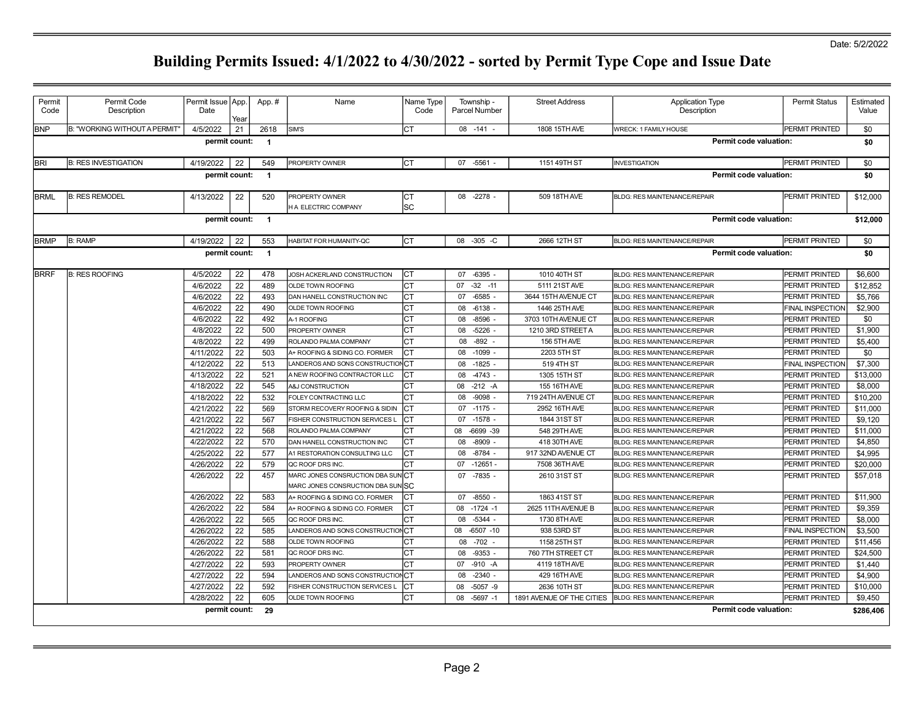Date: 5/2/2022

# Building Permits Issued: 4/1/2022 to 4/30/2022 - sorted by Permit Type Cope and Issue Date

| Permit Code | Permit Code Description | Permit Issue Date | App. Year | App. # | Name | Name Type Code | Township - Parcel Number | Street Address | Application Type Description | Permit Status | Estimated Value |
|---|---|---|---|---|---|---|---|---|---|---|---|
| BNP | B: "WORKING WITHOUT A PERMIT" | 4/5/2022 | 21 | 2618 | SIM'S | CT | 08 -141 - | 1808 15TH AVE | WRECK: 1 FAMILY HOUSE | PERMIT PRINTED | $0 |
| | | **permit count:** | | **1** | | | | | **Permit code valuation:** | | **$0** |
| BRI | B: RES INVESTIGATION | 4/19/2022 | 22 | 549 | PROPERTY OWNER | CT | 07 -5561 - | 1151 49TH ST | INVESTIGATION | PERMIT PRINTED | $0 |
| | | **permit count:** | | **1** | | | | | **Permit code valuation:** | | **$0** |
| BRML | B: RES REMODEL | 4/13/2022 | 22 | 520 | PROPERTY OWNER | CT | 08 -2278 - | 509 18TH AVE | BLDG: RES MAINTENANCE/REPAIR | PERMIT PRINTED | $12,000 |
| | | | | | H A ELECTRIC COMPANY | SC | | | | | |
| | | **permit count:** | | **1** | | | | | **Permit code valuation:** | | **$12,000** |
| BRMP | B: RAMP | 4/19/2022 | 22 | 553 | HABITAT FOR HUMANITY-QC | CT | 08 -305 -C | 2666 12TH ST | BLDG: RES MAINTENANCE/REPAIR | PERMIT PRINTED | $0 |
| | | **permit count:** | | **1** | | | | | **Permit code valuation:** | | **$0** |
| BRRF | B: RES ROOFING | 4/5/2022 | 22 | 478 | JOSH ACKERLAND CONSTRUCTION | CT | 07 -6395 - | 1010 40TH ST | BLDG: RES MAINTENANCE/REPAIR | PERMIT PRINTED | $6,600 |
| | | 4/6/2022 | 22 | 489 | OLDE TOWN ROOFING | CT | 07 -32 -11 | 5111 21ST AVE | BLDG: RES MAINTENANCE/REPAIR | PERMIT PRINTED | $12,852 |
| | | 4/6/2022 | 22 | 493 | DAN HANELL CONSTRUCTION INC | CT | 07 -6585 - | 3644 15TH AVENUE CT | BLDG: RES MAINTENANCE/REPAIR | PERMIT PRINTED | $5,766 |
| | | 4/6/2022 | 22 | 490 | OLDE TOWN ROOFING | CT | 08 -6138 - | 1446 25TH AVE | BLDG: RES MAINTENANCE/REPAIR | FINAL INSPECTION | $2,900 |
| | | 4/6/2022 | 22 | 492 | A-1 ROOFING | CT | 08 -8596 - | 3703 10TH AVENUE CT | BLDG: RES MAINTENANCE/REPAIR | PERMIT PRINTED | $0 |
| | | 4/8/2022 | 22 | 500 | PROPERTY OWNER | CT | 08 -5226 - | 1210 3RD STREET A | BLDG: RES MAINTENANCE/REPAIR | PERMIT PRINTED | $1,900 |
| | | 4/8/2022 | 22 | 499 | ROLANDO PALMA COMPANY | CT | 08 -892 - | 156 5TH AVE | BLDG: RES MAINTENANCE/REPAIR | PERMIT PRINTED | $5,400 |
| | | 4/11/2022 | 22 | 503 | A+ ROOFING & SIDING CO. FORMER | CT | 08 -1099 - | 2203 5TH ST | BLDG: RES MAINTENANCE/REPAIR | PERMIT PRINTED | $0 |
| | | 4/12/2022 | 22 | 513 | LANDEROS AND SONS CONSTRUCTION | CT | 08 -1825 - | 519 4TH ST | BLDG: RES MAINTENANCE/REPAIR | FINAL INSPECTION | $7,300 |
| | | 4/13/2022 | 22 | 521 | A NEW ROOFING CONTRACTOR LLC | CT | 08 -4743 - | 1305 15TH ST | BLDG: RES MAINTENANCE/REPAIR | PERMIT PRINTED | $13,000 |
| | | 4/18/2022 | 22 | 545 | A&J CONSTRUCTION | CT | 08 -212 -A | 155 16TH AVE | BLDG: RES MAINTENANCE/REPAIR | PERMIT PRINTED | $8,000 |
| | | 4/18/2022 | 22 | 532 | FOLEY CONTRACTING LLC | CT | 08 -9098 - | 719 24TH AVENUE CT | BLDG: RES MAINTENANCE/REPAIR | PERMIT PRINTED | $10,200 |
| | | 4/21/2022 | 22 | 569 | STORM RECOVERY ROOFING & SIDIN | CT | 07 -1175 - | 2952 16TH AVE | BLDG: RES MAINTENANCE/REPAIR | PERMIT PRINTED | $11,000 |
| | | 4/21/2022 | 22 | 567 | FISHER CONSTRUCTION SERVICES L | CT | 07 -1578 - | 1844 31ST ST | BLDG: RES MAINTENANCE/REPAIR | PERMIT PRINTED | $9,120 |
| | | 4/21/2022 | 22 | 568 | ROLANDO PALMA COMPANY | CT | 08 -6699 -39 | 548 29TH AVE | BLDG: RES MAINTENANCE/REPAIR | PERMIT PRINTED | $11,000 |
| | | 4/22/2022 | 22 | 570 | DAN HANELL CONSTRUCTION INC | CT | 08 -8909 - | 418 30TH AVE | BLDG: RES MAINTENANCE/REPAIR | PERMIT PRINTED | $4,850 |
| | | 4/25/2022 | 22 | 577 | A1 RESTORATION CONSULTING LLC | CT | 08 -8784 - | 917 32ND AVENUE CT | BLDG: RES MAINTENANCE/REPAIR | PERMIT PRINTED | $4,995 |
| | | 4/26/2022 | 22 | 579 | QC ROOF DRS INC. | CT | 07 -12651 - | 7508 36TH AVE | BLDG: RES MAINTENANCE/REPAIR | PERMIT PRINTED | $20,000 |
| | | 4/26/2022 | 22 | 457 | MARC JONES CONSRUCTION DBA SUN | CT | 07 -7835 - | 2610 31ST ST | BLDG: RES MAINTENANCE/REPAIR | PERMIT PRINTED | $57,018 |
| | | | | | MARC JONES CONSRUCTION DBA SUN | SC | | | | | |
| | | 4/26/2022 | 22 | 583 | A+ ROOFING & SIDING CO. FORMER | CT | 07 -8550 - | 1863 41ST ST | BLDG: RES MAINTENANCE/REPAIR | PERMIT PRINTED | $11,900 |
| | | 4/26/2022 | 22 | 584 | A+ ROOFING & SIDING CO. FORMER | CT | 08 -1724 -1 | 2625 11TH AVENUE B | BLDG: RES MAINTENANCE/REPAIR | PERMIT PRINTED | $9,359 |
| | | 4/26/2022 | 22 | 565 | QC ROOF DRS INC. | CT | 08 -5344 - | 1730 8TH AVE | BLDG: RES MAINTENANCE/REPAIR | PERMIT PRINTED | $8,000 |
| | | 4/26/2022 | 22 | 585 | LANDEROS AND SONS CONSTRUCTION | CT | 08 -6507 -10 | 938 53RD ST | BLDG: RES MAINTENANCE/REPAIR | FINAL INSPECTION | $3,500 |
| | | 4/26/2022 | 22 | 588 | OLDE TOWN ROOFING | CT | 08 -702 - | 1158 25TH ST | BLDG: RES MAINTENANCE/REPAIR | PERMIT PRINTED | $11,456 |
| | | 4/26/2022 | 22 | 581 | QC ROOF DRS INC. | CT | 08 -9353 - | 760 7TH STREET CT | BLDG: RES MAINTENANCE/REPAIR | PERMIT PRINTED | $24,500 |
| | | 4/27/2022 | 22 | 593 | PROPERTY OWNER | CT | 07 -910 -A | 4119 18TH AVE | BLDG: RES MAINTENANCE/REPAIR | PERMIT PRINTED | $1,440 |
| | | 4/27/2022 | 22 | 594 | LANDEROS AND SONS CONSTRUCTION | CT | 08 -2340 - | 429 16TH AVE | BLDG: RES MAINTENANCE/REPAIR | PERMIT PRINTED | $4,900 |
| | | 4/27/2022 | 22 | 592 | FISHER CONSTRUCTION SERVICES L | CT | 08 -5057 -9 | 2636 10TH ST | BLDG: RES MAINTENANCE/REPAIR | PERMIT PRINTED | $10,000 |
| | | 4/28/2022 | 22 | 605 | OLDE TOWN ROOFING | CT | 08 -5697 -1 | 1891 AVENUE OF THE CITIES | BLDG: RES MAINTENANCE/REPAIR | PERMIT PRINTED | $9,450 |
| | | **permit count:** | | **29** | | | | | **Permit code valuation:** | | **$286,406** |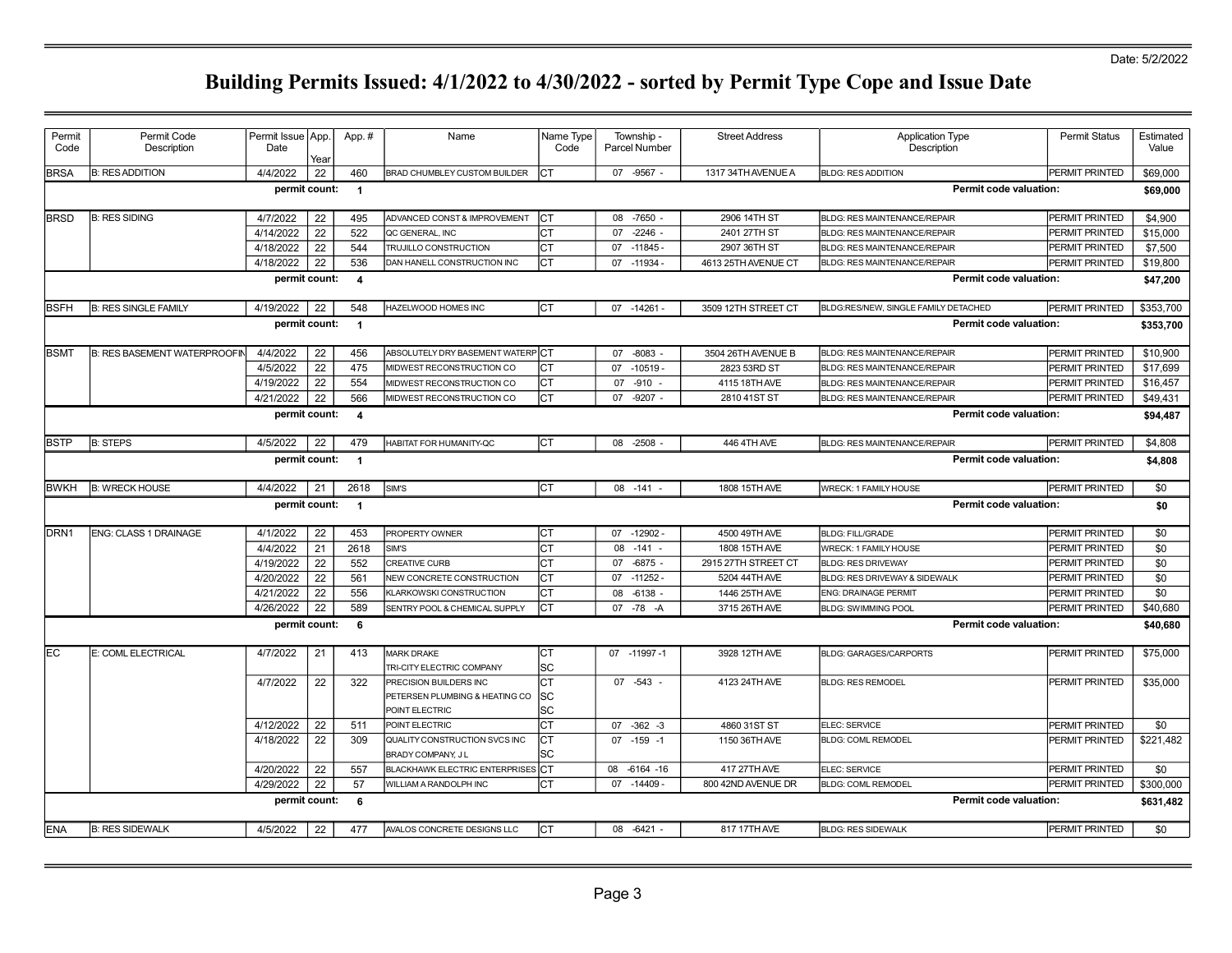Date: 5/2/2022

# Building Permits Issued: 4/1/2022 to 4/30/2022 - sorted by Permit Type Cope and Issue Date

| Permit Code | Permit Code Description | Permit Issue Date | App. Year | App. # | Name | Name Type Code | Township - Parcel Number | Street Address | Application Type Description | Permit Status | Estimated Value |
|---|---|---|---|---|---|---|---|---|---|---|---|
| BRSA | B: RES ADDITION | 4/4/2022 | 22 | 460 | BRAD CHUMBLEY CUSTOM BUILDER | CT | 07 -9567 - | 1317 34TH AVENUE A | BLDG: RES ADDITION | PERMIT PRINTED | $69,000 |
| | | permit count: | | 1 | | | | | Permit code valuation: | | **$69,000** |
| BRSD | B: RES SIDING | 4/7/2022 | 22 | 495 | ADVANCED CONST & IMPROVEMENT | CT | 08 -7650 - | 2906 14TH ST | BLDG: RES MAINTENANCE/REPAIR | PERMIT PRINTED | $4,900 |
| | | 4/14/2022 | 22 | 522 | QC GENERAL, INC | CT | 07 -2246 - | 2401 27TH ST | BLDG: RES MAINTENANCE/REPAIR | PERMIT PRINTED | $15,000 |
| | | 4/18/2022 | 22 | 544 | TRUJILLO CONSTRUCTION | CT | 07 -11845 - | 2907 36TH ST | BLDG: RES MAINTENANCE/REPAIR | PERMIT PRINTED | $7,500 |
| | | 4/18/2022 | 22 | 536 | DAN HANELL CONSTRUCTION INC | CT | 07 -11934 - | 4613 25TH AVENUE CT | BLDG: RES MAINTENANCE/REPAIR | PERMIT PRINTED | $19,800 |
| | | permit count: | | 4 | | | | | Permit code valuation: | | **$47,200** |
| BSFH | B: RES SINGLE FAMILY | 4/19/2022 | 22 | 548 | HAZELWOOD HOMES INC | CT | 07 -14261 - | 3509 12TH STREET CT | BLDG:RES/NEW, SINGLE FAMILY DETACHED | PERMIT PRINTED | $353,700 |
| | | permit count: | | 1 | | | | | Permit code valuation: | | **$353,700** |
| BSMT | B: RES BASEMENT WATERPROOFIN | 4/4/2022 | 22 | 456 | ABSOLUTELY DRY BASEMENT WATERP | CT | 07 -8083 - | 3504 26TH AVENUE B | BLDG: RES MAINTENANCE/REPAIR | PERMIT PRINTED | $10,900 |
| | | 4/5/2022 | 22 | 475 | MIDWEST RECONSTRUCTION CO | CT | 07 -10519 - | 2823 53RD ST | BLDG: RES MAINTENANCE/REPAIR | PERMIT PRINTED | $17,699 |
| | | 4/19/2022 | 22 | 554 | MIDWEST RECONSTRUCTION CO | CT | 07 -910 - | 4115 18TH AVE | BLDG: RES MAINTENANCE/REPAIR | PERMIT PRINTED | $16,457 |
| | | 4/21/2022 | 22 | 566 | MIDWEST RECONSTRUCTION CO | CT | 07 -9207 - | 2810 41ST ST | BLDG: RES MAINTENANCE/REPAIR | PERMIT PRINTED | $49,431 |
| | | permit count: | | 4 | | | | | Permit code valuation: | | **$94,487** |
| BSTP | B: STEPS | 4/5/2022 | 22 | 479 | HABITAT FOR HUMANITY-QC | CT | 08 -2508 - | 446 4TH AVE | BLDG: RES MAINTENANCE/REPAIR | PERMIT PRINTED | $4,808 |
| | | permit count: | | 1 | | | | | Permit code valuation: | | **$4,808** |
| BWKH | B: WRECK HOUSE | 4/4/2022 | 21 | 2618 | SIM'S | CT | 08 -141 - | 1808 15TH AVE | WRECK: 1 FAMILY HOUSE | PERMIT PRINTED | $0 |
| | | permit count: | | 1 | | | | | Permit code valuation: | | **$0** |
| DRN1 | ENG: CLASS 1 DRAINAGE | 4/1/2022 | 22 | 453 | PROPERTY OWNER | CT | 07 -12902 - | 4500 49TH AVE | BLDG: FILL/GRADE | PERMIT PRINTED | $0 |
| | | 4/4/2022 | 21 | 2618 | SIM'S | CT | 08 -141 - | 1808 15TH AVE | WRECK: 1 FAMILY HOUSE | PERMIT PRINTED | $0 |
| | | 4/19/2022 | 22 | 552 | CREATIVE CURB | CT | 07 -6875 - | 2915 27TH STREET CT | BLDG: RES DRIVEWAY | PERMIT PRINTED | $0 |
| | | 4/20/2022 | 22 | 561 | NEW CONCRETE CONSTRUCTION | CT | 07 -11252 - | 5204 44TH AVE | BLDG: RES DRIVEWAY & SIDEWALK | PERMIT PRINTED | $0 |
| | | 4/21/2022 | 22 | 556 | KLARKOWSKI CONSTRUCTION | CT | 08 -6138 - | 1446 25TH AVE | ENG: DRAINAGE PERMIT | PERMIT PRINTED | $0 |
| | | 4/26/2022 | 22 | 589 | SENTRY POOL & CHEMICAL SUPPLY | CT | 07 -78 -A | 3715 26TH AVE | BLDG: SWIMMING POOL | PERMIT PRINTED | $40,680 |
| | | permit count: | | 6 | | | | | Permit code valuation: | | **$40,680** |
| EC | E: COML ELECTRICAL | 4/7/2022 | 21 | 413 | MARK DRAKE<br>TRI-CITY ELECTRIC COMPANY | CT<br>SC | 07 -11997 -1 | 3928 12TH AVE | BLDG: GARAGES/CARPORTS | PERMIT PRINTED | $75,000 |
| | | 4/7/2022 | 22 | 322 | PRECISION BUILDERS INC<br>PETERSEN PLUMBING & HEATING CO<br>POINT ELECTRIC | CT<br>SC<br>SC | 07 -543 - | 4123 24TH AVE | BLDG: RES REMODEL | PERMIT PRINTED | $35,000 |
| | | 4/12/2022 | 22 | 511 | POINT ELECTRIC | CT | 07 -362 -3 | 4860 31ST ST | ELEC: SERVICE | PERMIT PRINTED | $0 |
| | | 4/18/2022 | 22 | 309 | QUALITY CONSTRUCTION SVCS INC<br>BRADY COMPANY, J L | CT<br>SC | 07 -159 -1 | 1150 36TH AVE | BLDG: COML REMODEL | PERMIT PRINTED | $221,482 |
| | | 4/20/2022 | 22 | 557 | BLACKHAWK ELECTRIC ENTERPRISES | CT | 08 -6164 -16 | 417 27TH AVE | ELEC: SERVICE | PERMIT PRINTED | $0 |
| | | 4/29/2022 | 22 | 57 | WILLIAM A RANDOLPH INC | CT | 07 -14409 - | 800 42ND AVENUE DR | BLDG: COML REMODEL | PERMIT PRINTED | $300,000 |
| | | permit count: | | 6 | | | | | Permit code valuation: | | **$631,482** |
| ENA | B: RES SIDEWALK | 4/5/2022 | 22 | 477 | AVALOS CONCRETE DESIGNS LLC | CT | 08 -6421 - | 817 17TH AVE | BLDG: RES SIDEWALK | PERMIT PRINTED | $0 |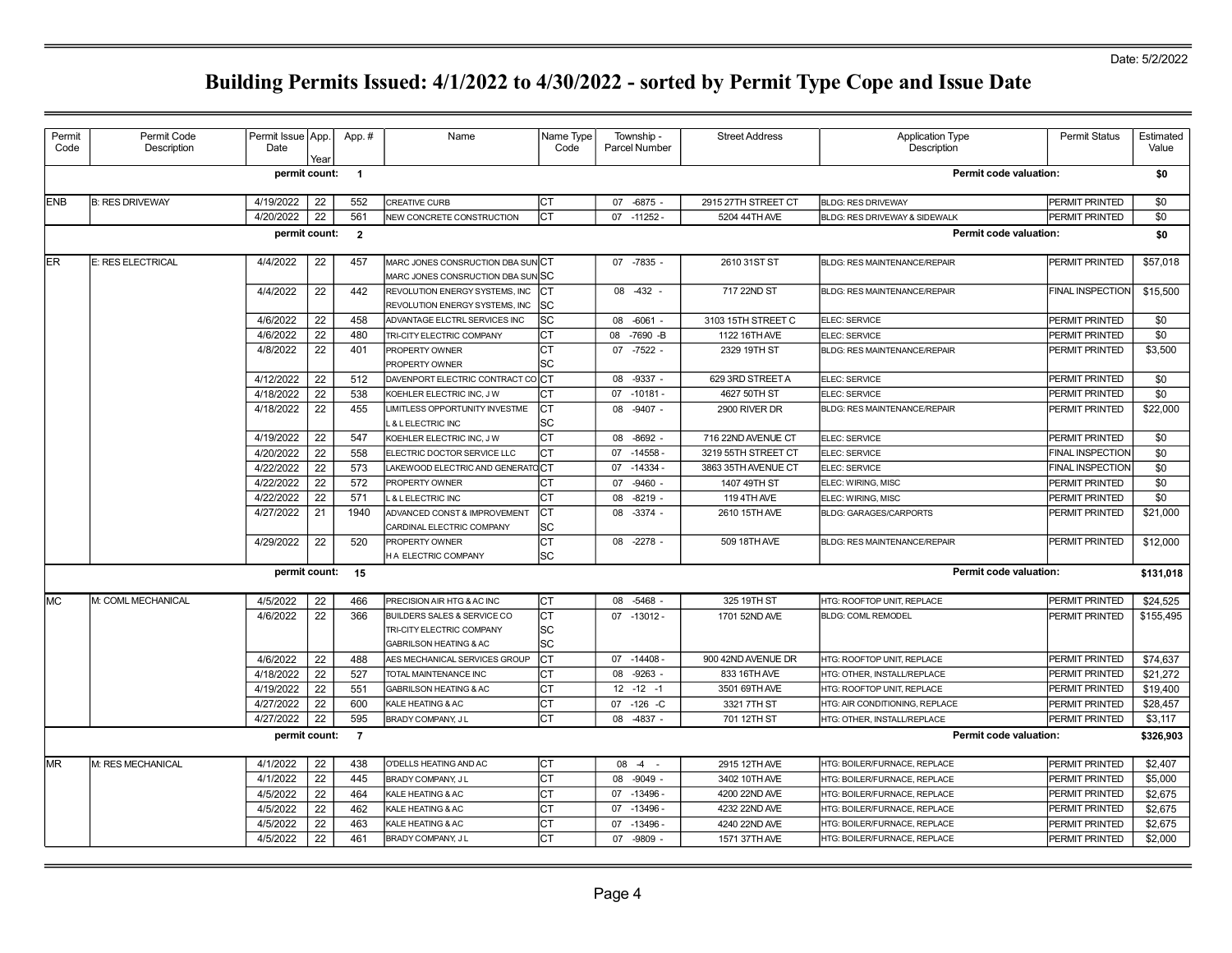Date: 5/2/2022

# Building Permits Issued: 4/1/2022 to 4/30/2022 - sorted by Permit Type Cope and Issue Date

| Permit Code | Permit Code Description | Permit Issue Date | App. Year | App. # | Name | Name Type Code | Township - Parcel Number | Street Address | Application Type Description | Permit Status | Estimated Value |
|---|---|---|---|---|---|---|---|---|---|---|---|
| | | **permit count:** | | **1** | | | | | **Permit code valuation:** | | **$0** |
| ENB | B: RES DRIVEWAY | 4/19/2022 | 22 | 552 | CREATIVE CURB | CT | 07 -6875 - | 2915 27TH STREET CT | BLDG: RES DRIVEWAY | PERMIT PRINTED | $0 |
| | | 4/20/2022 | 22 | 561 | NEW CONCRETE CONSTRUCTION | CT | 07 -11252 - | 5204 44TH AVE | BLDG: RES DRIVEWAY & SIDEWALK | PERMIT PRINTED | $0 |
| | | **permit count:** | | **2** | | | | | **Permit code valuation:** | | **$0** |
| ER | E: RES ELECTRICAL | 4/4/2022 | 22 | 457 | MARC JONES CONSRUCTION DBA SUN | CT | 07 -7835 - | 2610 31ST ST | BLDG: RES MAINTENANCE/REPAIR | PERMIT PRINTED | $57,018 |
| | | | | | MARC JONES CONSRUCTION DBA SUN | SC | | | | | |
| | | 4/4/2022 | 22 | 442 | REVOLUTION ENERGY SYSTEMS, INC | CT | 08 -432 - | 717 22ND ST | BLDG: RES MAINTENANCE/REPAIR | FINAL INSPECTION | $15,500 |
| | | | | | REVOLUTION ENERGY SYSTEMS, INC | SC | | | | | |
| | | 4/6/2022 | 22 | 458 | ADVANTAGE ELCTRL SERVICES INC | SC | 08 -6061 - | 3103 15TH STREET C | ELEC: SERVICE | PERMIT PRINTED | $0 |
| | | 4/6/2022 | 22 | 480 | TRI-CITY ELECTRIC COMPANY | CT | 08 -7690 -B | 1122 16TH AVE | ELEC: SERVICE | PERMIT PRINTED | $0 |
| | | 4/8/2022 | 22 | 401 | PROPERTY OWNER | CT | 07 -7522 - | 2329 19TH ST | BLDG: RES MAINTENANCE/REPAIR | PERMIT PRINTED | $3,500 |
| | | | | | PROPERTY OWNER | SC | | | | | |
| | | 4/12/2022 | 22 | 512 | DAVENPORT ELECTRIC CONTRACT CO | CT | 08 -9337 - | 629 3RD STREET A | ELEC: SERVICE | PERMIT PRINTED | $0 |
| | | 4/18/2022 | 22 | 538 | KOEHLER ELECTRIC INC, J W | CT | 07 -10181 - | 4627 50TH ST | ELEC: SERVICE | PERMIT PRINTED | $0 |
| | | 4/18/2022 | 22 | 455 | LIMITLESS OPPORTUNITY INVESTME | CT | 08 -9407 - | 2900 RIVER DR | BLDG: RES MAINTENANCE/REPAIR | PERMIT PRINTED | $22,000 |
| | | | | | L & L ELECTRIC INC | SC | | | | | |
| | | 4/19/2022 | 22 | 547 | KOEHLER ELECTRIC INC, J W | CT | 08 -8692 - | 716 22ND AVENUE CT | ELEC: SERVICE | PERMIT PRINTED | $0 |
| | | 4/20/2022 | 22 | 558 | ELECTRIC DOCTOR SERVICE LLC | CT | 07 -14558 - | 3219 55TH STREET CT | ELEC: SERVICE | FINAL INSPECTION | $0 |
| | | 4/22/2022 | 22 | 573 | LAKEWOOD ELECTRIC AND GENERATO | CT | 07 -14334 - | 3863 35TH AVENUE CT | ELEC: SERVICE | FINAL INSPECTION | $0 |
| | | 4/22/2022 | 22 | 572 | PROPERTY OWNER | CT | 07 -9460 - | 1407 49TH ST | ELEC: WIRING, MISC | PERMIT PRINTED | $0 |
| | | 4/22/2022 | 22 | 571 | L & L ELECTRIC INC | CT | 08 -8219 - | 119 4TH AVE | ELEC: WIRING, MISC | PERMIT PRINTED | $0 |
| | | 4/27/2022 | 21 | 1940 | ADVANCED CONST & IMPROVEMENT | CT | 08 -3374 - | 2610 15TH AVE | BLDG: GARAGES/CARPORTS | PERMIT PRINTED | $21,000 |
| | | | | | CARDINAL ELECTRIC COMPANY | SC | | | | | |
| | | 4/29/2022 | 22 | 520 | PROPERTY OWNER | CT | 08 -2278 - | 509 18TH AVE | BLDG: RES MAINTENANCE/REPAIR | PERMIT PRINTED | $12,000 |
| | | | | | H A ELECTRIC COMPANY | SC | | | | | |
| | | **permit count:** | | **15** | | | | | **Permit code valuation:** | | **$131,018** |
| MC | M: COML MECHANICAL | 4/5/2022 | 22 | 466 | PRECISION AIR HTG & AC INC | CT | 08 -5468 - | 325 19TH ST | HTG: ROOFTOP UNIT, REPLACE | PERMIT PRINTED | $24,525 |
| | | 4/6/2022 | 22 | 366 | BUILDERS SALES & SERVICE CO | CT | 07 -13012 - | 1701 52ND AVE | BLDG: COML REMODEL | PERMIT PRINTED | $155,495 |
| | | | | | TRI-CITY ELECTRIC COMPANY | SC | | | | | |
| | | | | | GABRILSON HEATING & AC | SC | | | | | |
| | | 4/6/2022 | 22 | 488 | AES MECHANICAL SERVICES GROUP | CT | 07 -14408 - | 900 42ND AVENUE DR | HTG: ROOFTOP UNIT, REPLACE | PERMIT PRINTED | $74,637 |
| | | 4/18/2022 | 22 | 527 | TOTAL MAINTENANCE INC | CT | 08 -9263 - | 833 16TH AVE | HTG: OTHER, INSTALL/REPLACE | PERMIT PRINTED | $21,272 |
| | | 4/19/2022 | 22 | 551 | GABRILSON HEATING & AC | CT | 12 -12 -1 | 3501 69TH AVE | HTG: ROOFTOP UNIT, REPLACE | PERMIT PRINTED | $19,400 |
| | | 4/27/2022 | 22 | 600 | KALE HEATING & AC | CT | 07 -126 -C | 3321 7TH ST | HTG: AIR CONDITIONING, REPLACE | PERMIT PRINTED | $28,457 |
| | | 4/27/2022 | 22 | 595 | BRADY COMPANY, J L | CT | 08 -4837 - | 701 12TH ST | HTG: OTHER, INSTALL/REPLACE | PERMIT PRINTED | $3,117 |
| | | **permit count:** | | **7** | | | | | **Permit code valuation:** | | **$326,903** |
| MR | M: RES MECHANICAL | 4/1/2022 | 22 | 438 | O'DELLS HEATING AND AC | CT | 08 -4 - | 2915 12TH AVE | HTG: BOILER/FURNACE, REPLACE | PERMIT PRINTED | $2,407 |
| | | 4/1/2022 | 22 | 445 | BRADY COMPANY, J L | CT | 08 -9049 - | 3402 10TH AVE | HTG: BOILER/FURNACE, REPLACE | PERMIT PRINTED | $5,000 |
| | | 4/5/2022 | 22 | 464 | KALE HEATING & AC | CT | 07 -13496 - | 4200 22ND AVE | HTG: BOILER/FURNACE, REPLACE | PERMIT PRINTED | $2,675 |
| | | 4/5/2022 | 22 | 462 | KALE HEATING & AC | CT | 07 -13496 - | 4232 22ND AVE | HTG: BOILER/FURNACE, REPLACE | PERMIT PRINTED | $2,675 |
| | | 4/5/2022 | 22 | 463 | KALE HEATING & AC | CT | 07 -13496 - | 4240 22ND AVE | HTG: BOILER/FURNACE, REPLACE | PERMIT PRINTED | $2,675 |
| | | 4/5/2022 | 22 | 461 | BRADY COMPANY, J L | CT | 07 -9809 - | 1571 37TH AVE | HTG: BOILER/FURNACE, REPLACE | PERMIT PRINTED | $2,000 |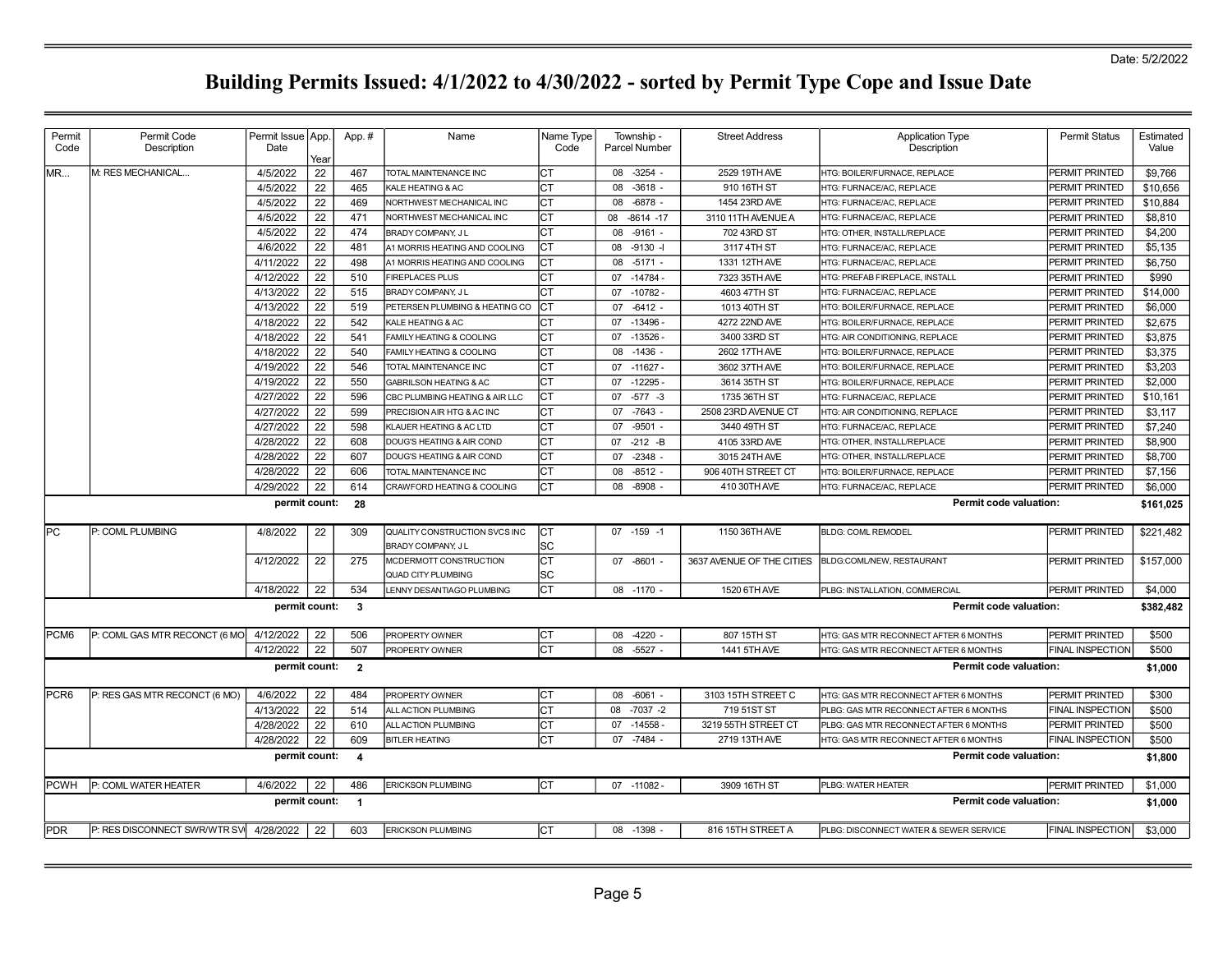Date: 5/2/2022

# Building Permits Issued: 4/1/2022 to 4/30/2022 - sorted by Permit Type Cope and Issue Date

| Permit Code | Permit Code Description | Permit Issue Date | App. Year | App. # | Name | Name Type Code | Township - Parcel Number | Street Address | Application Type Description | Permit Status | Estimated Value |
|---|---|---|---|---|---|---|---|---|---|---|---|
| MR... | M: RES MECHANICAL... | 4/5/2022 | 22 | 467 | TOTAL MAINTENANCE INC | CT | 08 -3254 - | 2529 19TH AVE | HTG: BOILER/FURNACE, REPLACE | PERMIT PRINTED | $9,766 |
| | | 4/5/2022 | 22 | 465 | KALE HEATING & AC | CT | 08 -3618 - | 910 16TH ST | HTG: FURNACE/AC, REPLACE | PERMIT PRINTED | $10,656 |
| | | 4/5/2022 | 22 | 469 | NORTHWEST MECHANICAL INC | CT | 08 -6878 - | 1454 23RD AVE | HTG: FURNACE/AC, REPLACE | PERMIT PRINTED | $10,884 |
| | | 4/5/2022 | 22 | 471 | NORTHWEST MECHANICAL INC | CT | 08 -8614 -17 | 3110 11TH AVENUE A | HTG: FURNACE/AC, REPLACE | PERMIT PRINTED | $8,810 |
| | | 4/5/2022 | 22 | 474 | BRADY COMPANY, J L | CT | 08 -9161 - | 702 43RD ST | HTG: OTHER, INSTALL/REPLACE | PERMIT PRINTED | $4,200 |
| | | 4/6/2022 | 22 | 481 | A1 MORRIS HEATING AND COOLING | CT | 08 -9130 -I | 3117 4TH ST | HTG: FURNACE/AC, REPLACE | PERMIT PRINTED | $5,135 |
| | | 4/11/2022 | 22 | 498 | A1 MORRIS HEATING AND COOLING | CT | 08 -5171 - | 1331 12TH AVE | HTG: FURNACE/AC, REPLACE | PERMIT PRINTED | $6,750 |
| | | 4/12/2022 | 22 | 510 | FIREPLACES PLUS | CT | 07 -14784 - | 7323 35TH AVE | HTG: PREFAB FIREPLACE, INSTALL | PERMIT PRINTED | $990 |
| | | 4/13/2022 | 22 | 515 | BRADY COMPANY, J L | CT | 07 -10782 - | 4603 47TH ST | HTG: FURNACE/AC, REPLACE | PERMIT PRINTED | $14,000 |
| | | 4/13/2022 | 22 | 519 | PETERSEN PLUMBING & HEATING CO | CT | 07 -6412 - | 1013 40TH ST | HTG: BOILER/FURNACE, REPLACE | PERMIT PRINTED | $6,000 |
| | | 4/18/2022 | 22 | 542 | KALE HEATING & AC | CT | 07 -13496 - | 4272 22ND AVE | HTG: BOILER/FURNACE, REPLACE | PERMIT PRINTED | $2,675 |
| | | 4/18/2022 | 22 | 541 | FAMILY HEATING & COOLING | CT | 07 -13526 - | 3400 33RD ST | HTG: AIR CONDITIONING, REPLACE | PERMIT PRINTED | $3,875 |
| | | 4/18/2022 | 22 | 540 | FAMILY HEATING & COOLING | CT | 08 -1436 - | 2602 17TH AVE | HTG: BOILER/FURNACE, REPLACE | PERMIT PRINTED | $3,375 |
| | | 4/19/2022 | 22 | 546 | TOTAL MAINTENANCE INC | CT | 07 -11627 - | 3602 37TH AVE | HTG: BOILER/FURNACE, REPLACE | PERMIT PRINTED | $3,203 |
| | | 4/19/2022 | 22 | 550 | GABRILSON HEATING & AC | CT | 07 -12295 - | 3614 35TH ST | HTG: BOILER/FURNACE, REPLACE | PERMIT PRINTED | $2,000 |
| | | 4/27/2022 | 22 | 596 | CBC PLUMBING HEATING & AIR LLC | CT | 07 -577 -3 | 1735 36TH ST | HTG: FURNACE/AC, REPLACE | PERMIT PRINTED | $10,161 |
| | | 4/27/2022 | 22 | 599 | PRECISION AIR HTG & AC INC | CT | 07 -7643 - | 2508 23RD AVENUE CT | HTG: AIR CONDITIONING, REPLACE | PERMIT PRINTED | $3,117 |
| | | 4/27/2022 | 22 | 598 | KLAUER HEATING & AC LTD | CT | 07 -9501 - | 3440 49TH ST | HTG: FURNACE/AC, REPLACE | PERMIT PRINTED | $7,240 |
| | | 4/28/2022 | 22 | 608 | DOUG'S HEATING & AIR COND | CT | 07 -212 -B | 4105 33RD AVE | HTG: OTHER, INSTALL/REPLACE | PERMIT PRINTED | $8,900 |
| | | 4/28/2022 | 22 | 607 | DOUG'S HEATING & AIR COND | CT | 07 -2348 - | 3015 24TH AVE | HTG: OTHER, INSTALL/REPLACE | PERMIT PRINTED | $8,700 |
| | | 4/28/2022 | 22 | 606 | TOTAL MAINTENANCE INC | CT | 08 -8512 - | 906 40TH STREET CT | HTG: BOILER/FURNACE, REPLACE | PERMIT PRINTED | $7,156 |
| | | 4/29/2022 | 22 | 614 | CRAWFORD HEATING & COOLING | CT | 08 -8908 - | 410 30TH AVE | HTG: FURNACE/AC, REPLACE | PERMIT PRINTED | $6,000 |
| | | **permit count:** | | **28** | | | | | **Permit code valuation:** | | **$161,025** |
| PC | P: COML PLUMBING | 4/8/2022 | 22 | 309 | QUALITY CONSTRUCTION SVCS INC | CT | 07 -159 -1 | 1150 36TH AVE | BLDG: COML REMODEL | PERMIT PRINTED | $221,482 |
| | | | | | BRADY COMPANY, J L | SC | | | | | |
| | | 4/12/2022 | 22 | 275 | MCDERMOTT CONSTRUCTION | CT | 07 -8601 - | 3637 AVENUE OF THE CITIES | BLDG:COML/NEW, RESTAURANT | PERMIT PRINTED | $157,000 |
| | | | | | QUAD CITY PLUMBING | SC | | | | | |
| | | 4/18/2022 | 22 | 534 | LENNY DESANTIAGO PLUMBING | CT | 08 -1170 - | 1520 6TH AVE | PLBG: INSTALLATION, COMMERCIAL | PERMIT PRINTED | $4,000 |
| | | **permit count:** | | **3** | | | | | **Permit code valuation:** | | **$382,482** |
| PCM6 | P: COML GAS MTR RECONCT (6 MO | 4/12/2022 | 22 | 506 | PROPERTY OWNER | CT | 08 -4220 - | 807 15TH ST | HTG: GAS MTR RECONNECT AFTER 6 MONTHS | PERMIT PRINTED | $500 |
| | | 4/12/2022 | 22 | 507 | PROPERTY OWNER | CT | 08 -5527 - | 1441 5TH AVE | HTG: GAS MTR RECONNECT AFTER 6 MONTHS | FINAL INSPECTION | $500 |
| | | **permit count:** | | **2** | | | | | **Permit code valuation:** | | **$1,000** |
| PCR6 | P: RES GAS MTR RECONCT (6 MO) | 4/6/2022 | 22 | 484 | PROPERTY OWNER | CT | 08 -6061 - | 3103 15TH STREET C | HTG: GAS MTR RECONNECT AFTER 6 MONTHS | PERMIT PRINTED | $300 |
| | | 4/13/2022 | 22 | 514 | ALL ACTION PLUMBING | CT | 08 -7037 -2 | 719 51ST ST | PLBG: GAS MTR RECONNECT AFTER 6 MONTHS | FINAL INSPECTION | $500 |
| | | 4/28/2022 | 22 | 610 | ALL ACTION PLUMBING | CT | 07 -14558 - | 3219 55TH STREET CT | PLBG: GAS MTR RECONNECT AFTER 6 MONTHS | PERMIT PRINTED | $500 |
| | | 4/28/2022 | 22 | 609 | BITLER HEATING | CT | 07 -7484 - | 2719 13TH AVE | HTG: GAS MTR RECONNECT AFTER 6 MONTHS | FINAL INSPECTION | $500 |
| | | **permit count:** | | **4** | | | | | **Permit code valuation:** | | **$1,800** |
| PCWH | P: COML WATER HEATER | 4/6/2022 | 22 | 486 | ERICKSON PLUMBING | CT | 07 -11082 - | 3909 16TH ST | PLBG: WATER HEATER | PERMIT PRINTED | $1,000 |
| | | **permit count:** | | **1** | | | | | **Permit code valuation:** | | **$1,000** |
| PDR | P: RES DISCONNECT SWR/WTR SVI | 4/28/2022 | 22 | 603 | ERICKSON PLUMBING | CT | 08 -1398 - | 816 15TH STREET A | PLBG: DISCONNECT WATER & SEWER SERVICE | FINAL INSPECTION | $3,000 |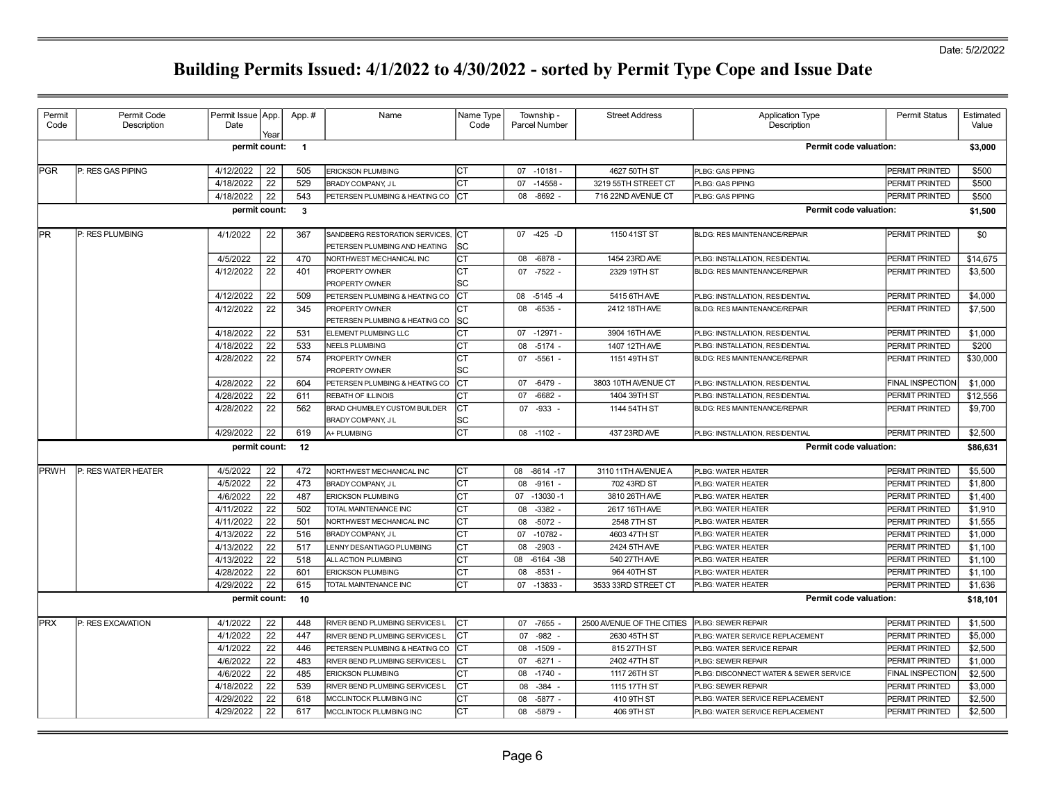Date: 5/2/2022

# Building Permits Issued: 4/1/2022 to 4/30/2022 - sorted by Permit Type Cope and Issue Date

| Permit Code | Permit Code Description | Permit Issue Date | App. Year | App. # | Name | Name Type Code | Township - Parcel Number | Street Address | Application Type Description | Permit Status | Estimated Value |
|---|---|---|---|---|---|---|---|---|---|---|---|
| | | permit count: | | 1 | | | | | Permit code valuation: | | $3,000 |
| PGR | P: RES GAS PIPING | 4/12/2022 | 22 | 505 | ERICKSON PLUMBING | CT | 07 -10181 - | 4627 50TH ST | PLBG: GAS PIPING | PERMIT PRINTED | $500 |
| | | 4/18/2022 | 22 | 529 | BRADY COMPANY, J L | CT | 07 -14558 - | 3219 55TH STREET CT | PLBG: GAS PIPING | PERMIT PRINTED | $500 |
| | | 4/18/2022 | 22 | 543 | PETERSEN PLUMBING & HEATING CO | CT | 08 -8692 - | 716 22ND AVENUE CT | PLBG: GAS PIPING | PERMIT PRINTED | $500 |
| | | permit count: | | 3 | | | | | Permit code valuation: | | $1,500 |
| PR | P: RES PLUMBING | 4/1/2022 | 22 | 367 | SANDBERG RESTORATION SERVICES,<br>PETERSEN PLUMBING AND HEATING | CT<br>SC | 07 -425 -D | 1150 41ST ST | BLDG: RES MAINTENANCE/REPAIR | PERMIT PRINTED | $0 |
| | | 4/5/2022 | 22 | 470 | NORTHWEST MECHANICAL INC | CT | 08 -6878 - | 1454 23RD AVE | PLBG: INSTALLATION, RESIDENTIAL | PERMIT PRINTED | $14,675 |
| | | 4/12/2022 | 22 | 401 | PROPERTY OWNER<br>PROPERTY OWNER | CT<br>SC | 07 -7522 - | 2329 19TH ST | BLDG: RES MAINTENANCE/REPAIR | PERMIT PRINTED | $3,500 |
| | | 4/12/2022 | 22 | 509 | PETERSEN PLUMBING & HEATING CO | CT | 08 -5145 -4 | 5415 6TH AVE | PLBG: INSTALLATION, RESIDENTIAL | PERMIT PRINTED | $4,000 |
| | | 4/12/2022 | 22 | 345 | PROPERTY OWNER<br>PETERSEN PLUMBING & HEATING CO | CT<br>SC | 08 -6535 - | 2412 18TH AVE | BLDG: RES MAINTENANCE/REPAIR | PERMIT PRINTED | $7,500 |
| | | 4/18/2022 | 22 | 531 | ELEMENT PLUMBING LLC | CT | 07 -12971 - | 3904 16TH AVE | PLBG: INSTALLATION, RESIDENTIAL | PERMIT PRINTED | $1,000 |
| | | 4/18/2022 | 22 | 533 | NEELS PLUMBING | CT | 08 -5174 - | 1407 12TH AVE | PLBG: INSTALLATION, RESIDENTIAL | PERMIT PRINTED | $200 |
| | | 4/28/2022 | 22 | 574 | PROPERTY OWNER<br>PROPERTY OWNER | CT<br>SC | 07 -5561 - | 1151 49TH ST | BLDG: RES MAINTENANCE/REPAIR | PERMIT PRINTED | $30,000 |
| | | 4/28/2022 | 22 | 604 | PETERSEN PLUMBING & HEATING CO | CT | 07 -6479 - | 3803 10TH AVENUE CT | PLBG: INSTALLATION, RESIDENTIAL | FINAL INSPECTION | $1,000 |
| | | 4/28/2022 | 22 | 611 | REBATH OF ILLINOIS | CT | 07 -6682 - | 1404 39TH ST | PLBG: INSTALLATION, RESIDENTIAL | PERMIT PRINTED | $12,556 |
| | | 4/28/2022 | 22 | 562 | BRAD CHUMBLEY CUSTOM BUILDER<br>BRADY COMPANY, J L | CT<br>SC | 07 -933 - | 1144 54TH ST | BLDG: RES MAINTENANCE/REPAIR | PERMIT PRINTED | $9,700 |
| | | 4/29/2022 | 22 | 619 | A+ PLUMBING | CT | 08 -1102 - | 437 23RD AVE | PLBG: INSTALLATION, RESIDENTIAL | PERMIT PRINTED | $2,500 |
| | | permit count: | | 12 | | | | | Permit code valuation: | | $86,631 |
| PRWH | P: RES WATER HEATER | 4/5/2022 | 22 | 472 | NORTHWEST MECHANICAL INC | CT | 08 -8614 -17 | 3110 11TH AVENUE A | PLBG: WATER HEATER | PERMIT PRINTED | $5,500 |
| | | 4/5/2022 | 22 | 473 | BRADY COMPANY, J L | CT | 08 -9161 - | 702 43RD ST | PLBG: WATER HEATER | PERMIT PRINTED | $1,800 |
| | | 4/6/2022 | 22 | 487 | ERICKSON PLUMBING | CT | 07 -13030 -1 | 3810 26TH AVE | PLBG: WATER HEATER | PERMIT PRINTED | $1,400 |
| | | 4/11/2022 | 22 | 502 | TOTAL MAINTENANCE INC | CT | 08 -3382 - | 2617 16TH AVE | PLBG: WATER HEATER | PERMIT PRINTED | $1,910 |
| | | 4/11/2022 | 22 | 501 | NORTHWEST MECHANICAL INC | CT | 08 -5072 - | 2548 7TH ST | PLBG: WATER HEATER | PERMIT PRINTED | $1,555 |
| | | 4/13/2022 | 22 | 516 | BRADY COMPANY, J L | CT | 07 -10782 - | 4603 47TH ST | PLBG: WATER HEATER | PERMIT PRINTED | $1,000 |
| | | 4/13/2022 | 22 | 517 | LENNY DESANTIAGO PLUMBING | CT | 08 -2903 - | 2424 5TH AVE | PLBG: WATER HEATER | PERMIT PRINTED | $1,100 |
| | | 4/13/2022 | 22 | 518 | ALL ACTION PLUMBING | CT | 08 -6164 -38 | 540 27TH AVE | PLBG: WATER HEATER | PERMIT PRINTED | $1,100 |
| | | 4/28/2022 | 22 | 601 | ERICKSON PLUMBING | CT | 08 -8531 - | 964 40TH ST | PLBG: WATER HEATER | PERMIT PRINTED | $1,100 |
| | | 4/29/2022 | 22 | 615 | TOTAL MAINTENANCE INC | CT | 07 -13833 - | 3533 33RD STREET CT | PLBG: WATER HEATER | PERMIT PRINTED | $1,636 |
| | | permit count: | | 10 | | | | | Permit code valuation: | | $18,101 |
| PRX | P: RES EXCAVATION | 4/1/2022 | 22 | 448 | RIVER BEND PLUMBING SERVICES L | CT | 07 -7655 - | 2500 AVENUE OF THE CITIES | PLBG: SEWER REPAIR | PERMIT PRINTED | $1,500 |
| | | 4/1/2022 | 22 | 447 | RIVER BEND PLUMBING SERVICES L | CT | 07 -982 - | 2630 45TH ST | PLBG: WATER SERVICE REPLACEMENT | PERMIT PRINTED | $5,000 |
| | | 4/1/2022 | 22 | 446 | PETERSEN PLUMBING & HEATING CO | CT | 08 -1509 - | 815 27TH ST | PLBG: WATER SERVICE REPAIR | PERMIT PRINTED | $2,500 |
| | | 4/6/2022 | 22 | 483 | RIVER BEND PLUMBING SERVICES L | CT | 07 -6271 - | 2402 47TH ST | PLBG: SEWER REPAIR | PERMIT PRINTED | $1,000 |
| | | 4/6/2022 | 22 | 485 | ERICKSON PLUMBING | CT | 08 -1740 - | 1117 26TH ST | PLBG: DISCONNECT WATER & SEWER SERVICE | FINAL INSPECTION | $2,500 |
| | | 4/18/2022 | 22 | 539 | RIVER BEND PLUMBING SERVICES L | CT | 08 -384 - | 1115 17TH ST | PLBG: SEWER REPAIR | PERMIT PRINTED | $3,000 |
| | | 4/29/2022 | 22 | 618 | MCCLINTOCK PLUMBING INC | CT | 08 -5877 - | 410 9TH ST | PLBG: WATER SERVICE REPLACEMENT | PERMIT PRINTED | $2,500 |
| | | 4/29/2022 | 22 | 617 | MCCLINTOCK PLUMBING INC | CT | 08 -5879 - | 406 9TH ST | PLBG: WATER SERVICE REPLACEMENT | PERMIT PRINTED | $2,500 |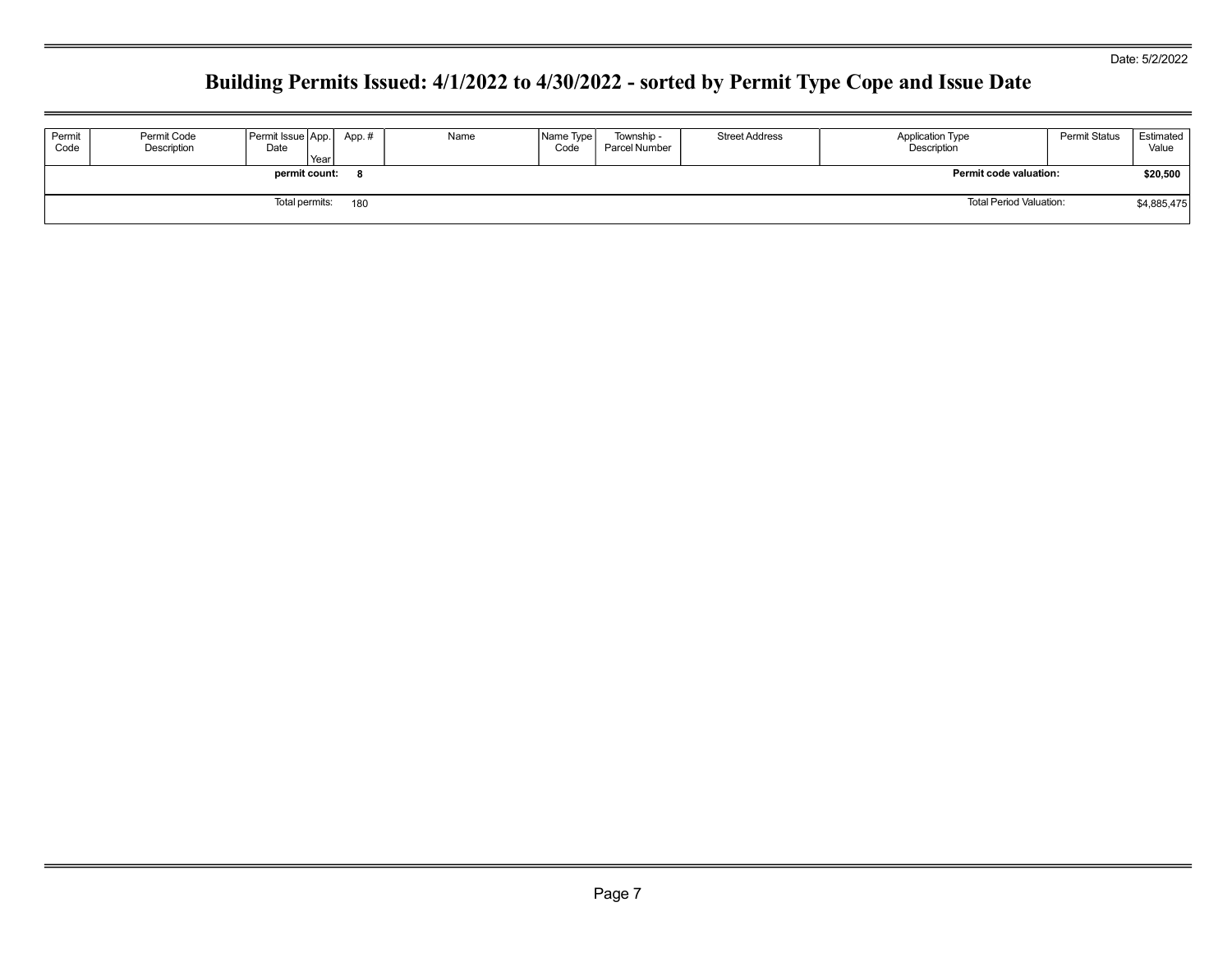Date: 5/2/2022

# Building Permits Issued: 4/1/2022 to 4/30/2022 - sorted by Permit Type Cope and Issue Date

| Permit Code | Permit Code Description | Permit Issue Date | App. Year | App. # | Name | Name Type Code | Township - Parcel Number | Street Address | Application Type Description | Permit Status | Estimated Value |
|---|---|---|---|---|---|---|---|---|---|---|---|
| | | | **permit count:** | **8** | | | | | **Permit code valuation:** | | **$20,500** |
| | | | Total permits: | 180 | | | | | Total Period Valuation: | | $4,885,475 |